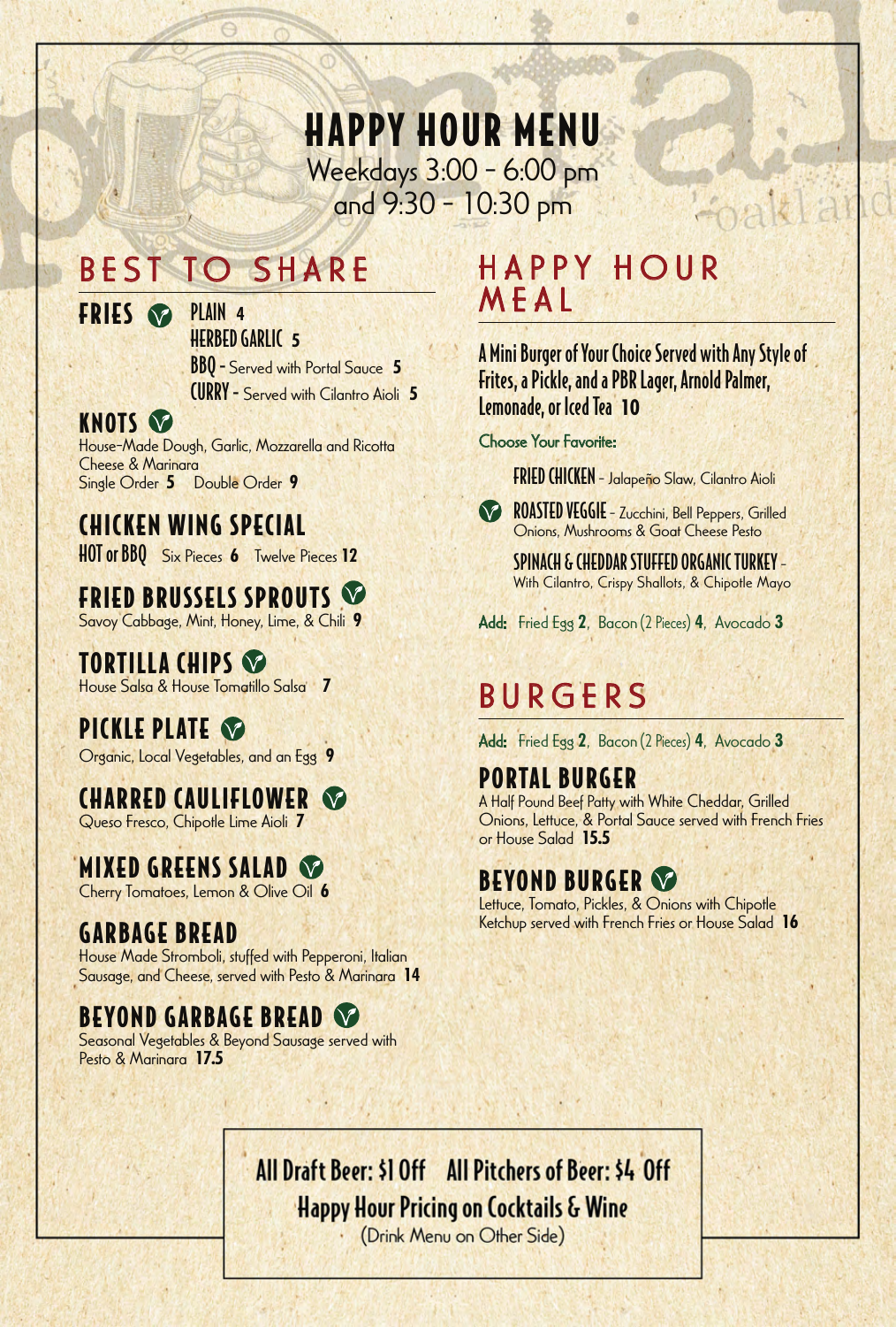# HAPPY HOUR MENU

Weekdays 3:00 - 6:00 pm
and 9:30 - 10:30 pm

## BEST TO SHARE

### FRIES

- PLAIN **4**
- HERBED GARLIC **5**
- BBQ - Served with Portal Sauce **5**
- CURRY - Served with Cilantro Aioli **5**

### KNOTS

House-Made Dough, Garlic, Mozzarella and Ricotta Cheese & Marinara
Single Order **5** Double Order **9**

### CHICKEN WING SPECIAL

HOT or BBQ Six Pieces **6** Twelve Pieces **12**

### FRIED BRUSSELS SPROUTS

Savoy Cabbage, Mint, Honey, Lime, & Chili **9**

### TORTILLA CHIPS

House Salsa & House Tomatillo Salsa **7**

### PICKLE PLATE

Organic, Local Vegetables, and an Egg **9**

### CHARRED CAULIFLOWER

Queso Fresco, Chipotle Lime Aioli **7**

### MIXED GREENS SALAD

Cherry Tomatoes, Lemon & Olive Oil **6**

### GARBAGE BREAD

House Made Stromboli, stuffed with Pepperoni, Italian Sausage, and Cheese, served with Pesto & Marinara **14**

### BEYOND GARBAGE BREAD

Seasonal Vegetables & Beyond Sausage served with Pesto & Marinara **17.5**

## HAPPY HOUR MEAL

**A Mini Burger of Your Choice Served with Any Style of Frites, a Pickle, and a PBR Lager, Arnold Palmer, Lemonade, or Iced Tea 10**

Choose Your Favorite:

- **FRIED CHICKEN** - Jalapeño Slaw, Cilantro Aioli
- **ROASTED VEGGIE** - Zucchini, Bell Peppers, Grilled Onions, Mushrooms & Goat Cheese Pesto
- **SPINACH & CHEDDAR STUFFED ORGANIC TURKEY** - With Cilantro, Crispy Shallots, & Chipotle Mayo

**Add:** Fried Egg **2**, Bacon (2 Pieces) **4**, Avocado **3**

## BURGERS

**Add:** Fried Egg **2**, Bacon (2 Pieces) **4**, Avocado **3**

### PORTAL BURGER

A Half Pound Beef Patty with White Cheddar, Grilled Onions, Lettuce, & Portal Sauce served with French Fries or House Salad **15.5**

### BEYOND BURGER

Lettuce, Tomato, Pickles, & Onions with Chipotle Ketchup served with French Fries or House Salad **16**

**All Draft Beer: $1 Off All Pitchers of Beer: $4 Off**

**Happy Hour Pricing on Cocktails & Wine**

(Drink Menu on Other Side)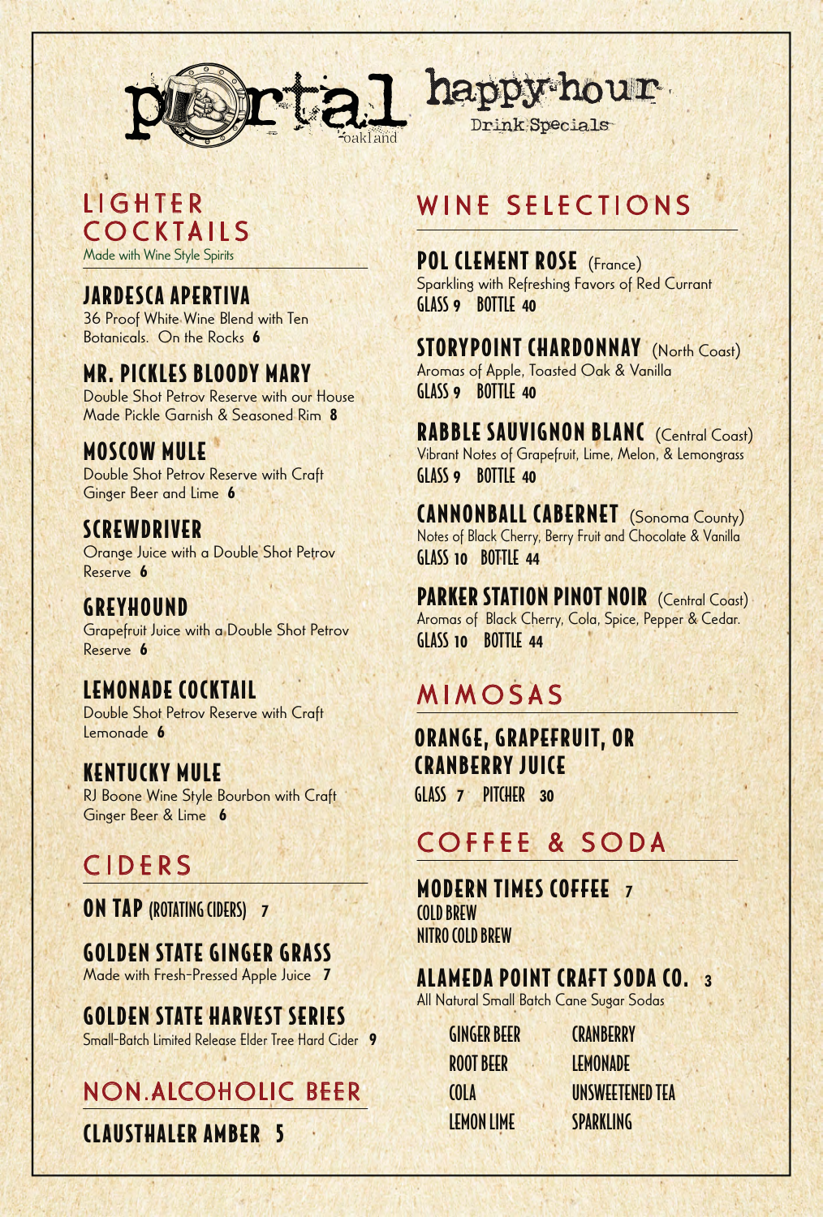# portal oakland happy hour

Drink Specials

## LIGHTER COCKTAILS

Made with Wine Style Spirits

### JARDESCA APERTIVA

36 Proof White Wine Blend with Ten Botanicals. On the Rocks **6**

### MR. PICKLES BLOODY MARY

Double Shot Petrov Reserve with our House Made Pickle Garnish & Seasoned Rim **8**

### MOSCOW MULE

Double Shot Petrov Reserve with Craft Ginger Beer and Lime **6**

### SCREWDRIVER

Orange Juice with a Double Shot Petrov Reserve **6**

### GREYHOUND

Grapefruit Juice with a Double Shot Petrov Reserve **6**

### LEMONADE COCKTAIL

Double Shot Petrov Reserve with Craft Lemonade **6**

### KENTUCKY MULE

RJ Boone Wine Style Bourbon with Craft Ginger Beer & Lime **6**

## CIDERS

### ON TAP (ROTATING CIDERS) 7

### GOLDEN STATE GINGER GRASS

Made with Fresh-Pressed Apple Juice **7**

### GOLDEN STATE HARVEST SERIES

Small-Batch Limited Release Elder Tree Hard Cider **9**

## NON.ALCOHOLIC BEER

### CLAUSTHALER AMBER 5

## WINE SELECTIONS

### POL CLEMENT ROSE (France)

Sparkling with Refreshing Favors of Red Currant

GLASS **9** BOTTLE **40**

### STORYPOINT CHARDONNAY (North Coast)

Aromas of Apple, Toasted Oak & Vanilla

GLASS **9** BOTTLE **40**

### RABBLE SAUVIGNON BLANC (Central Coast)

Vibrant Notes of Grapefruit, Lime, Melon, & Lemongrass

GLASS **9** BOTTLE **40**

### CANNONBALL CABERNET (Sonoma County)

Notes of Black Cherry, Berry Fruit and Chocolate & Vanilla

GLASS **10** BOTTLE **44**

### PARKER STATION PINOT NOIR (Central Coast)

Aromas of Black Cherry, Cola, Spice, Pepper & Cedar.

GLASS **10** BOTTLE **44**

## MIMOSAS

### ORANGE, GRAPEFRUIT, OR CRANBERRY JUICE

GLASS **7** PITCHER **30**

## COFFEE & SODA

### MODERN TIMES COFFEE 7

COLD BREW
NITRO COLD BREW

### ALAMEDA POINT CRAFT SODA CO. 3

All Natural Small Batch Cane Sugar Sodas

- GINGER BEER
- ROOT BEER
- COLA
- LEMON LIME
- CRANBERRY
- LEMONADE
- UNSWEETENED TEA
- SPARKLING